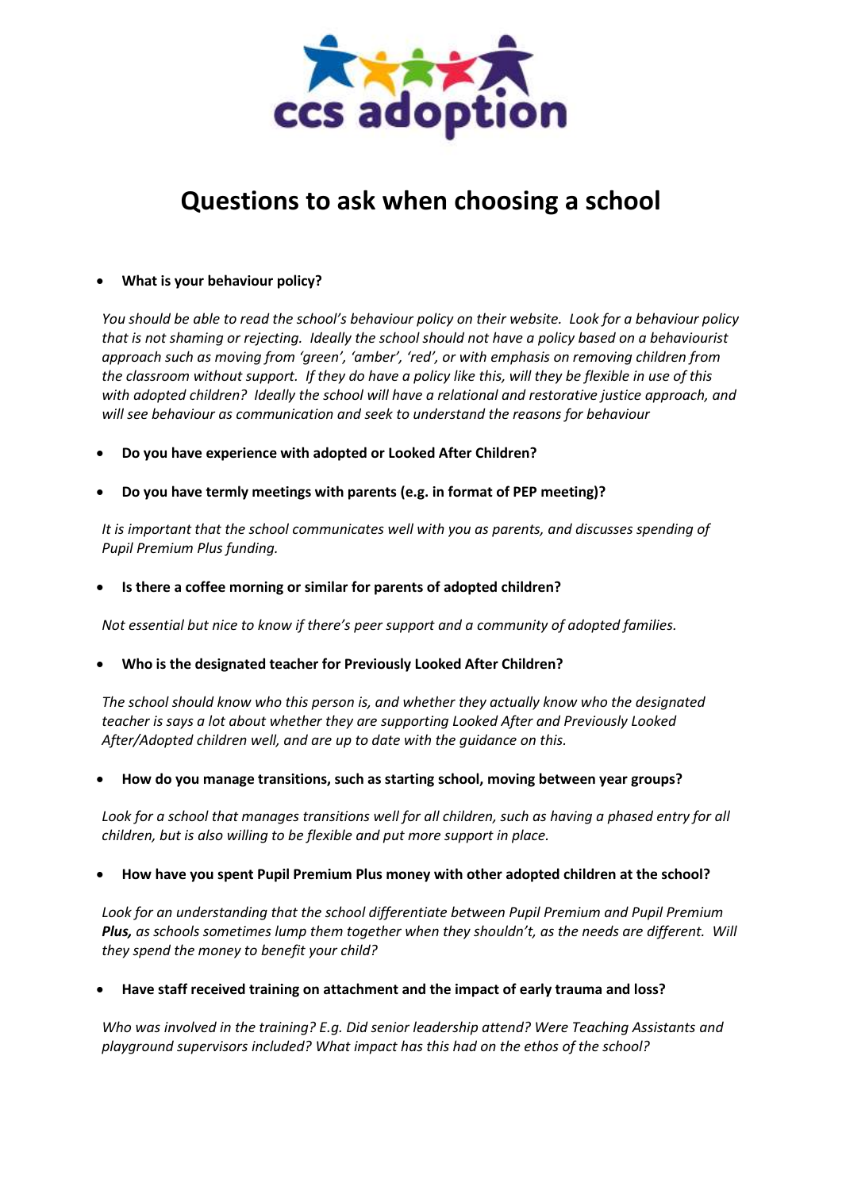ccs adoption

# Questions to ask when choosing a school

- **What is your behaviour policy?**

  *You should be able to read the school's behaviour policy on their website. Look for a behaviour policy that is not shaming or rejecting. Ideally the school should not have a policy based on a behaviourist approach such as moving from 'green', 'amber', 'red', or with emphasis on removing children from the classroom without support. If they do have a policy like this, will they be flexible in use of this with adopted children? Ideally the school will have a relational and restorative justice approach, and will see behaviour as communication and seek to understand the reasons for behaviour*

- **Do you have experience with adopted or Looked After Children?**

- **Do you have termly meetings with parents (e.g. in format of PEP meeting)?**

  *It is important that the school communicates well with you as parents, and discusses spending of Pupil Premium Plus funding.*

- **Is there a coffee morning or similar for parents of adopted children?**

  *Not essential but nice to know if there's peer support and a community of adopted families.*

- **Who is the designated teacher for Previously Looked After Children?**

  *The school should know who this person is, and whether they actually know who the designated teacher is says a lot about whether they are supporting Looked After and Previously Looked After/Adopted children well, and are up to date with the guidance on this.*

- **How do you manage transitions, such as starting school, moving between year groups?**

  *Look for a school that manages transitions well for all children, such as having a phased entry for all children, but is also willing to be flexible and put more support in place.*

- **How have you spent Pupil Premium Plus money with other adopted children at the school?**

  *Look for an understanding that the school differentiate between Pupil Premium and Pupil Premium* ***Plus,*** *as schools sometimes lump them together when they shouldn't, as the needs are different. Will they spend the money to benefit your child?*

- **Have staff received training on attachment and the impact of early trauma and loss?**

  *Who was involved in the training? E.g. Did senior leadership attend? Were Teaching Assistants and playground supervisors included? What impact has this had on the ethos of the school?*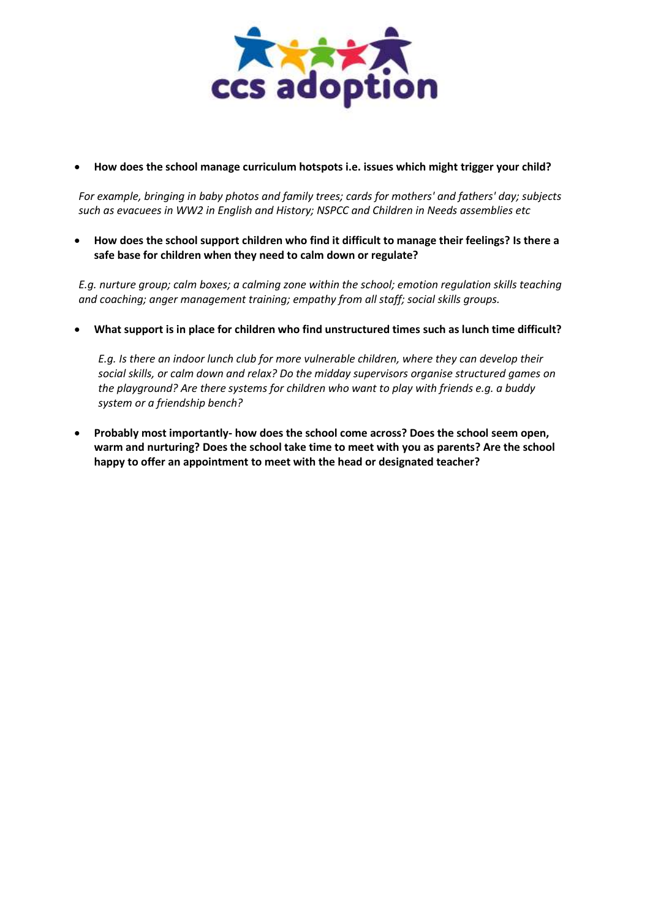- **How does the school manage curriculum hotspots i.e. issues which might trigger your child?**

  *For example, bringing in baby photos and family trees; cards for mothers' and fathers' day; subjects such as evacuees in WW2 in English and History; NSPCC and Children in Needs assemblies etc*

- **How does the school support children who find it difficult to manage their feelings? Is there a safe base for children when they need to calm down or regulate?**

  *E.g. nurture group; calm boxes; a calming zone within the school; emotion regulation skills teaching and coaching; anger management training; empathy from all staff; social skills groups.*

- **What support is in place for children who find unstructured times such as lunch time difficult?**

  *E.g. Is there an indoor lunch club for more vulnerable children, where they can develop their social skills, or calm down and relax? Do the midday supervisors organise structured games on the playground? Are there systems for children who want to play with friends e.g. a buddy system or a friendship bench?*

- **Probably most importantly- how does the school come across? Does the school seem open, warm and nurturing? Does the school take time to meet with you as parents? Are the school happy to offer an appointment to meet with the head or designated teacher?**